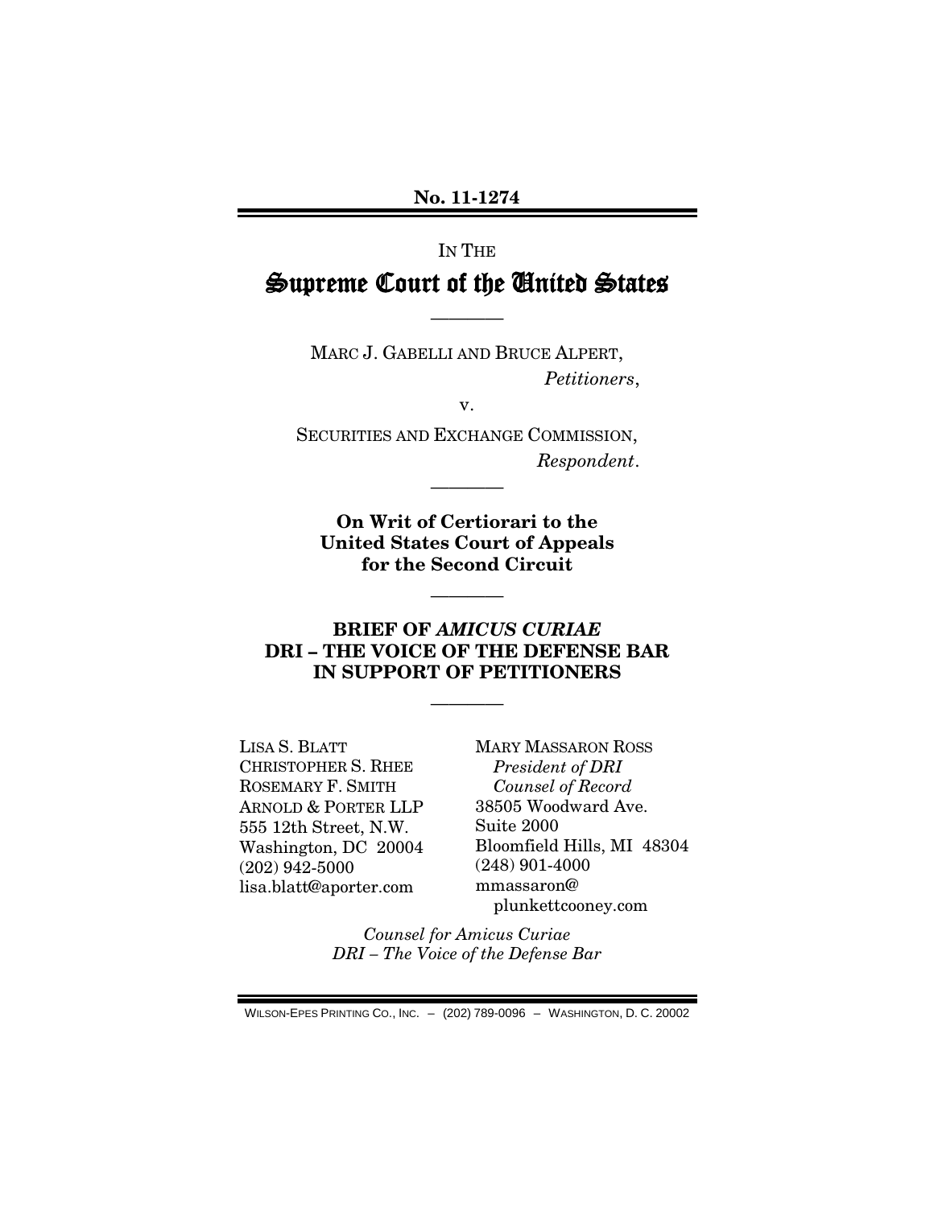**No. 11-1274**

IN THE

# Supreme Court of the United States

————

MARC J. GABELLI AND BRUCE ALPERT,
*Petitioners*,

v.

SECURITIES AND EXCHANGE COMMISSION,
*Respondent*.

————

**On Writ of Certiorari to the United States Court of Appeals for the Second Circuit**

————

**BRIEF OF *AMICUS CURIAE* DRI – THE VOICE OF THE DEFENSE BAR IN SUPPORT OF PETITIONERS**

————

LISA S. BLATT
CHRISTOPHER S. RHEE
ROSEMARY F. SMITH
ARNOLD & PORTER LLP
555 12th Street, N.W.
Washington, DC 20004
(202) 942-5000
lisa.blatt@aporter.com

MARY MASSARON ROSS
*President of DRI*
*Counsel of Record*
38505 Woodward Ave.
Suite 2000
Bloomfield Hills, MI 48304
(248) 901-4000
mmassaron@plunkettcooney.com

*Counsel for Amicus Curiae*
*DRI – The Voice of the Defense Bar*

WILSON-EPES PRINTING CO., INC. – (202) 789-0096 – WASHINGTON, D. C. 20002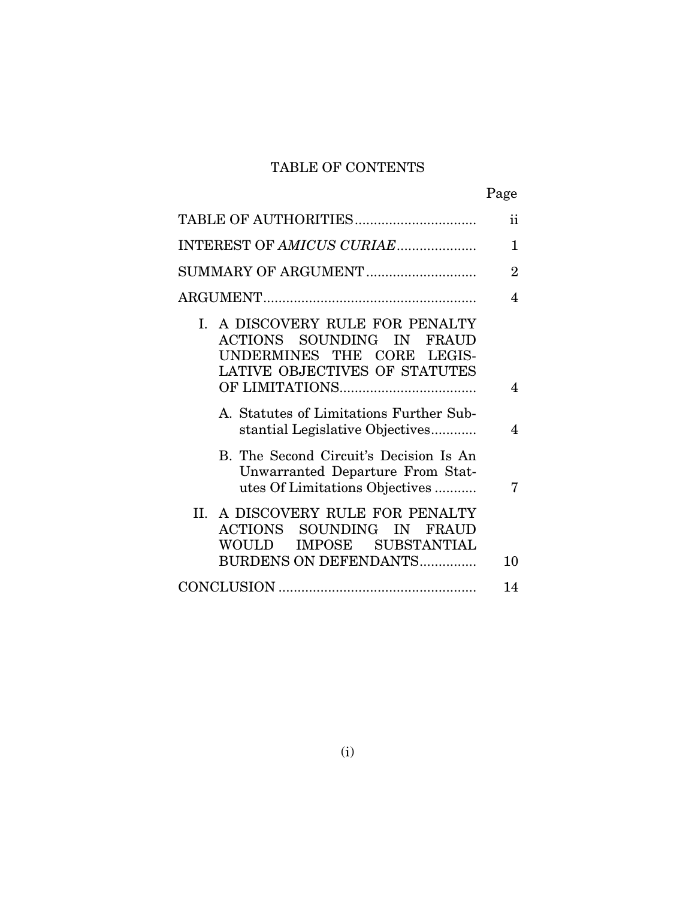# TABLE OF CONTENTS

| | Page |
|---|---|
| TABLE OF AUTHORITIES | ii |
| INTEREST OF *AMICUS CURIAE* | 1 |
| SUMMARY OF ARGUMENT | 2 |
| ARGUMENT | 4 |
| I. A DISCOVERY RULE FOR PENALTY ACTIONS SOUNDING IN FRAUD UNDERMINES THE CORE LEGISLATIVE OBJECTIVES OF STATUTES OF LIMITATIONS | 4 |
| A. Statutes of Limitations Further Substantial Legislative Objectives | 4 |
| B. The Second Circuit's Decision Is An Unwarranted Departure From Statutes Of Limitations Objectives | 7 |
| II. A DISCOVERY RULE FOR PENALTY ACTIONS SOUNDING IN FRAUD WOULD IMPOSE SUBSTANTIAL BURDENS ON DEFENDANTS | 10 |
| CONCLUSION | 14 |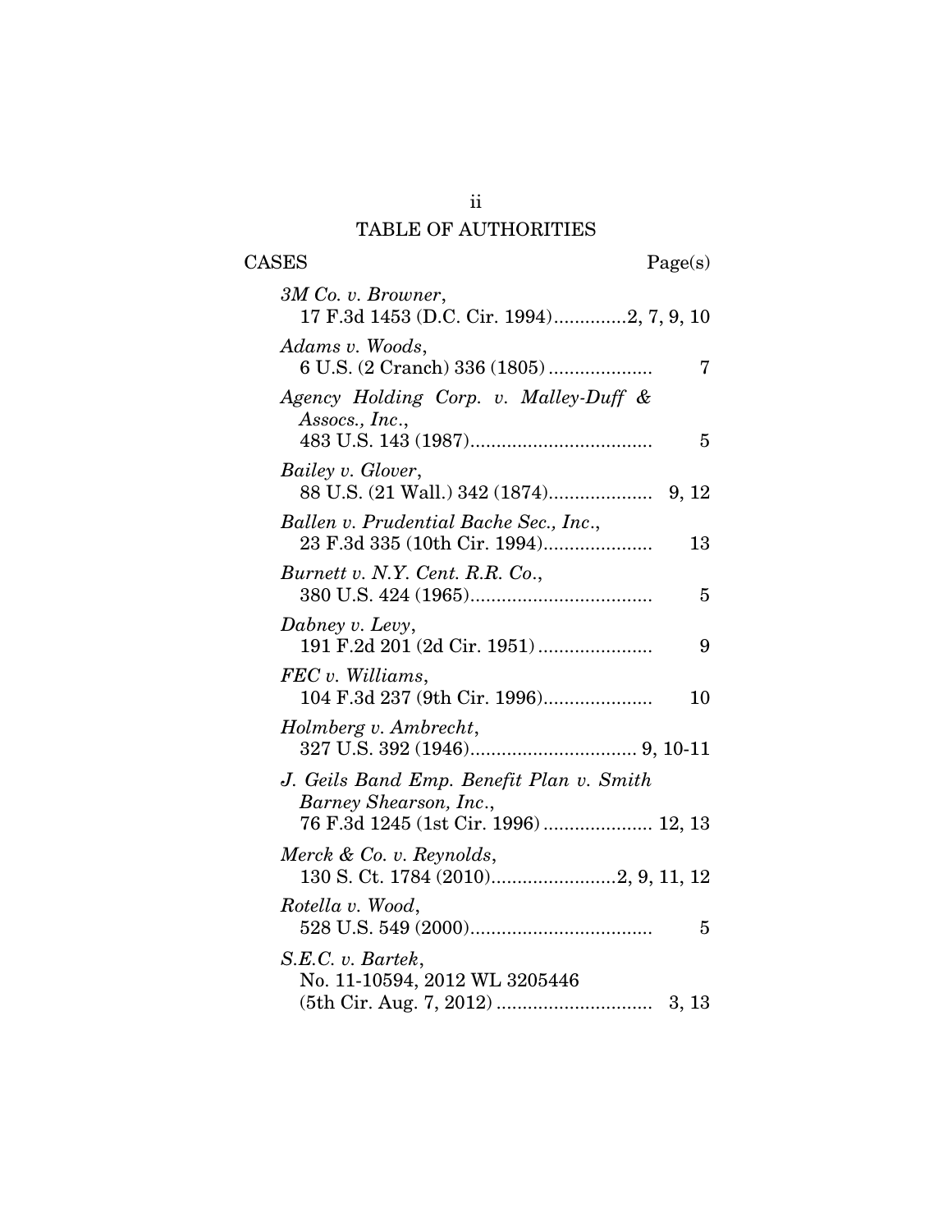# TABLE OF AUTHORITIES

CASES Page(s)

*3M Co. v. Browner*,
17 F.3d 1453 (D.C. Cir. 1994).............2, 7, 9, 10

*Adams v. Woods*,
6 U.S. (2 Cranch) 336 (1805) .................... 7

*Agency Holding Corp. v. Malley-Duff & Assocs., Inc.*,
483 U.S. 143 (1987)................................... 5

*Bailey v. Glover*,
88 U.S. (21 Wall.) 342 (1874).................... 9, 12

*Ballen v. Prudential Bache Sec., Inc.*,
23 F.3d 335 (10th Cir. 1994)..................... 13

*Burnett v. N.Y. Cent. R.R. Co.*,
380 U.S. 424 (1965)................................... 5

*Dabney v. Levy*,
191 F.2d 201 (2d Cir. 1951) ...................... 9

*FEC v. Williams*,
104 F.3d 237 (9th Cir. 1996)..................... 10

*Holmberg v. Ambrecht*,
327 U.S. 392 (1946)................................ 9, 10-11

*J. Geils Band Emp. Benefit Plan v. Smith Barney Shearson, Inc.*,
76 F.3d 1245 (1st Cir. 1996) ..................... 12, 13

*Merck & Co. v. Reynolds*,
130 S. Ct. 1784 (2010)........................2, 9, 11, 12

*Rotella v. Wood*,
528 U.S. 549 (2000)................................... 5

*S.E.C. v. Bartek*,
No. 11-10594, 2012 WL 3205446
(5th Cir. Aug. 7, 2012) .............................. 3, 13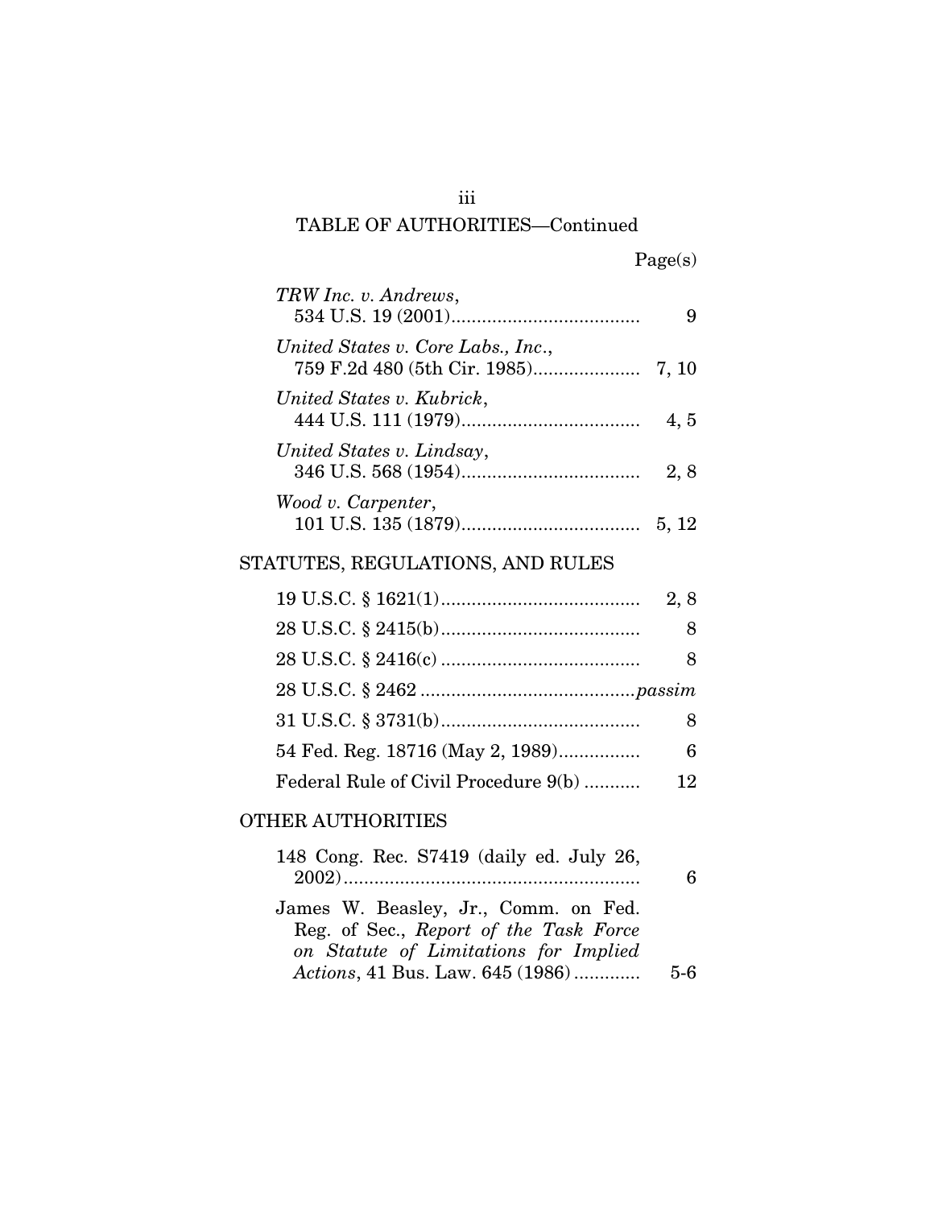## TABLE OF AUTHORITIES—Continued

| | Page(s) |
|---|---|
| *TRW Inc. v. Andrews*, 534 U.S. 19 (2001) | 9 |
| *United States v. Core Labs., Inc.*, 759 F.2d 480 (5th Cir. 1985) | 7, 10 |
| *United States v. Kubrick*, 444 U.S. 111 (1979) | 4, 5 |
| *United States v. Lindsay*, 346 U.S. 568 (1954) | 2, 8 |
| *Wood v. Carpenter*, 101 U.S. 135 (1879) | 5, 12 |

### STATUTES, REGULATIONS, AND RULES

| | |
|---|---|
| 19 U.S.C. § 1621(1) | 2, 8 |
| 28 U.S.C. § 2415(b) | 8 |
| 28 U.S.C. § 2416(c) | 8 |
| 28 U.S.C. § 2462 | *passim* |
| 31 U.S.C. § 3731(b) | 8 |
| 54 Fed. Reg. 18716 (May 2, 1989) | 6 |
| Federal Rule of Civil Procedure 9(b) | 12 |

### OTHER AUTHORITIES

| | |
|---|---|
| 148 Cong. Rec. S7419 (daily ed. July 26, 2002) | 6 |
| James W. Beasley, Jr., Comm. on Fed. Reg. of Sec., *Report of the Task Force on Statute of Limitations for Implied Actions*, 41 Bus. Law. 645 (1986) | 5-6 |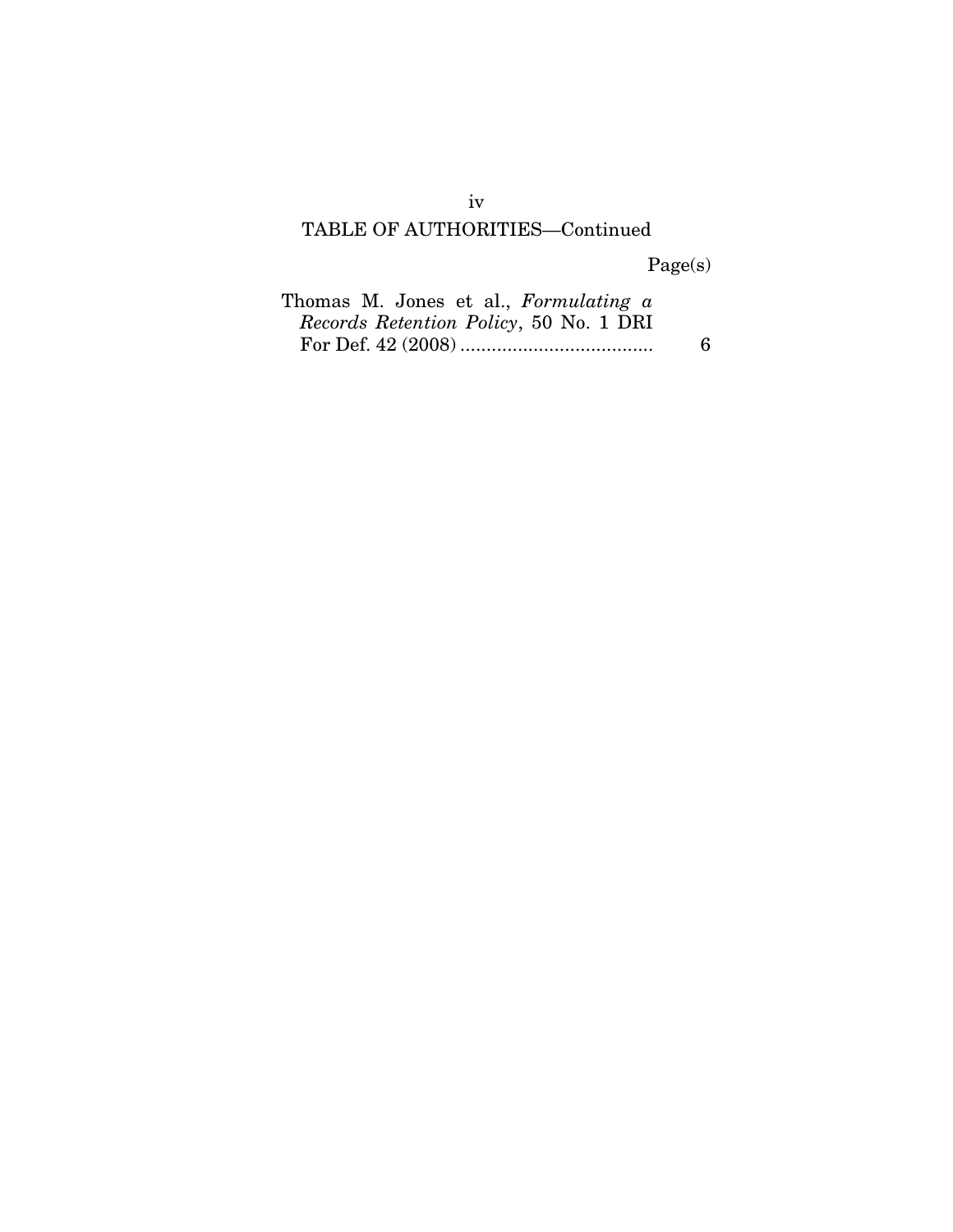## TABLE OF AUTHORITIES—Continued

Page(s)

Thomas M. Jones et al., *Formulating a Records Retention Policy*, 50 No. 1 DRI For Def. 42 (2008) ..................................... 6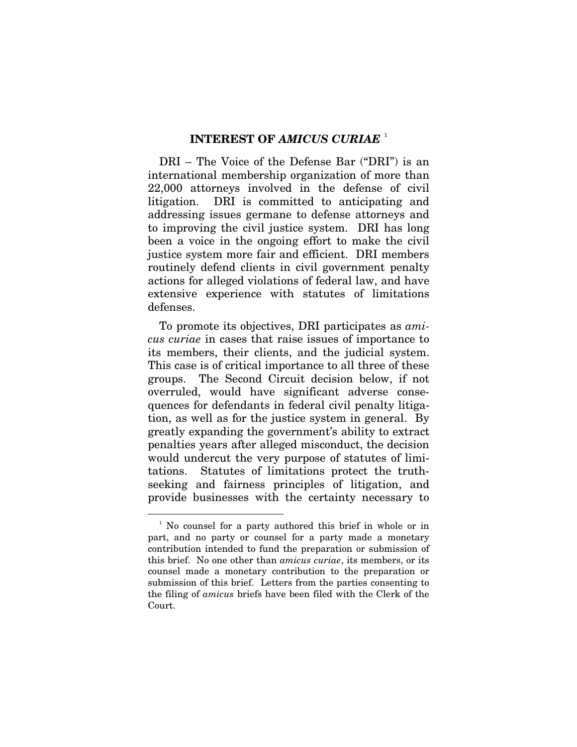## INTEREST OF *AMICUS CURIAE* [1]

DRI – The Voice of the Defense Bar ("DRI") is an international membership organization of more than 22,000 attorneys involved in the defense of civil litigation. DRI is committed to anticipating and addressing issues germane to defense attorneys and to improving the civil justice system. DRI has long been a voice in the ongoing effort to make the civil justice system more fair and efficient. DRI members routinely defend clients in civil government penalty actions for alleged violations of federal law, and have extensive experience with statutes of limitations defenses.

To promote its objectives, DRI participates as *amicus curiae* in cases that raise issues of importance to its members, their clients, and the judicial system. This case is of critical importance to all three of these groups. The Second Circuit decision below, if not overruled, would have significant adverse consequences for defendants in federal civil penalty litigation, as well as for the justice system in general. By greatly expanding the government's ability to extract penalties years after alleged misconduct, the decision would undercut the very purpose of statutes of limitations. Statutes of limitations protect the truth-seeking and fairness principles of litigation, and provide businesses with the certainty necessary to

---

[1] No counsel for a party authored this brief in whole or in part, and no party or counsel for a party made a monetary contribution intended to fund the preparation or submission of this brief. No one other than *amicus curiae*, its members, or its counsel made a monetary contribution to the preparation or submission of this brief. Letters from the parties consenting to the filing of *amicus* briefs have been filed with the Clerk of the Court.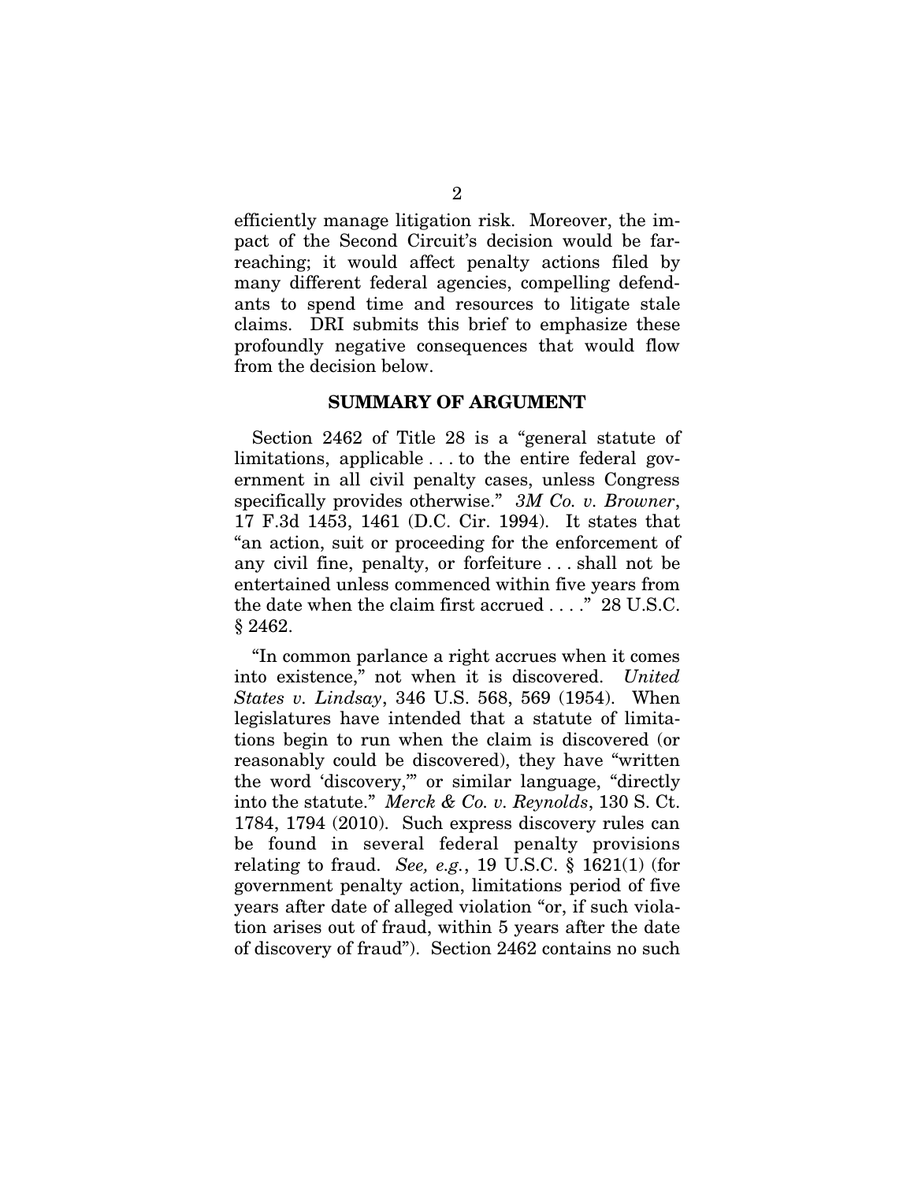efficiently manage litigation risk. Moreover, the impact of the Second Circuit's decision would be far-reaching; it would affect penalty actions filed by many different federal agencies, compelling defendants to spend time and resources to litigate stale claims. DRI submits this brief to emphasize these profoundly negative consequences that would flow from the decision below.

## SUMMARY OF ARGUMENT

Section 2462 of Title 28 is a "general statute of limitations, applicable . . . to the entire federal government in all civil penalty cases, unless Congress specifically provides otherwise." *3M Co. v. Browner*, 17 F.3d 1453, 1461 (D.C. Cir. 1994). It states that "an action, suit or proceeding for the enforcement of any civil fine, penalty, or forfeiture . . . shall not be entertained unless commenced within five years from the date when the claim first accrued . . . ." 28 U.S.C. § 2462.

"In common parlance a right accrues when it comes into existence," not when it is discovered. *United States v. Lindsay*, 346 U.S. 568, 569 (1954). When legislatures have intended that a statute of limitations begin to run when the claim is discovered (or reasonably could be discovered), they have "written the word 'discovery,'" or similar language, "directly into the statute." *Merck & Co. v. Reynolds*, 130 S. Ct. 1784, 1794 (2010). Such express discovery rules can be found in several federal penalty provisions relating to fraud. *See, e.g.*, 19 U.S.C. § 1621(1) (for government penalty action, limitations period of five years after date of alleged violation "or, if such violation arises out of fraud, within 5 years after the date of discovery of fraud"). Section 2462 contains no such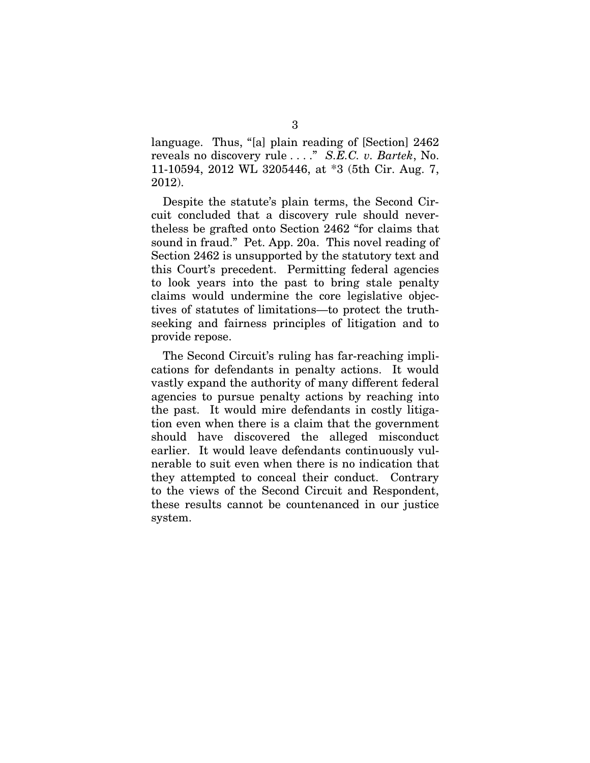language. Thus, "[a] plain reading of [Section] 2462 reveals no discovery rule . . . ." *S.E.C. v. Bartek*, No. 11-10594, 2012 WL 3205446, at *3 (5th Cir. Aug. 7, 2012).

Despite the statute's plain terms, the Second Circuit concluded that a discovery rule should nevertheless be grafted onto Section 2462 "for claims that sound in fraud." Pet. App. 20a. This novel reading of Section 2462 is unsupported by the statutory text and this Court's precedent. Permitting federal agencies to look years into the past to bring stale penalty claims would undermine the core legislative objectives of statutes of limitations—to protect the truth-seeking and fairness principles of litigation and to provide repose.

The Second Circuit's ruling has far-reaching implications for defendants in penalty actions. It would vastly expand the authority of many different federal agencies to pursue penalty actions by reaching into the past. It would mire defendants in costly litigation even when there is a claim that the government should have discovered the alleged misconduct earlier. It would leave defendants continuously vulnerable to suit even when there is no indication that they attempted to conceal their conduct. Contrary to the views of the Second Circuit and Respondent, these results cannot be countenanced in our justice system.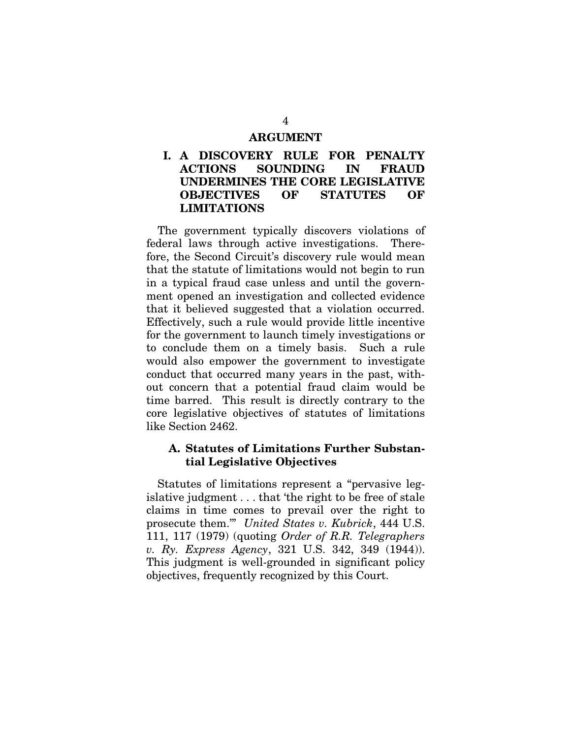# ARGUMENT

## I. A DISCOVERY RULE FOR PENALTY ACTIONS SOUNDING IN FRAUD UNDERMINES THE CORE LEGISLATIVE OBJECTIVES OF STATUTES OF LIMITATIONS

The government typically discovers violations of federal laws through active investigations. Therefore, the Second Circuit's discovery rule would mean that the statute of limitations would not begin to run in a typical fraud case unless and until the government opened an investigation and collected evidence that it believed suggested that a violation occurred. Effectively, such a rule would provide little incentive for the government to launch timely investigations or to conclude them on a timely basis. Such a rule would also empower the government to investigate conduct that occurred many years in the past, without concern that a potential fraud claim would be time barred. This result is directly contrary to the core legislative objectives of statutes of limitations like Section 2462.

### A. Statutes of Limitations Further Substantial Legislative Objectives

Statutes of limitations represent a "pervasive legislative judgment . . . that 'the right to be free of stale claims in time comes to prevail over the right to prosecute them.'" *United States v. Kubrick*, 444 U.S. 111, 117 (1979) (quoting *Order of R.R. Telegraphers v. Ry. Express Agency*, 321 U.S. 342, 349 (1944)). This judgment is well-grounded in significant policy objectives, frequently recognized by this Court.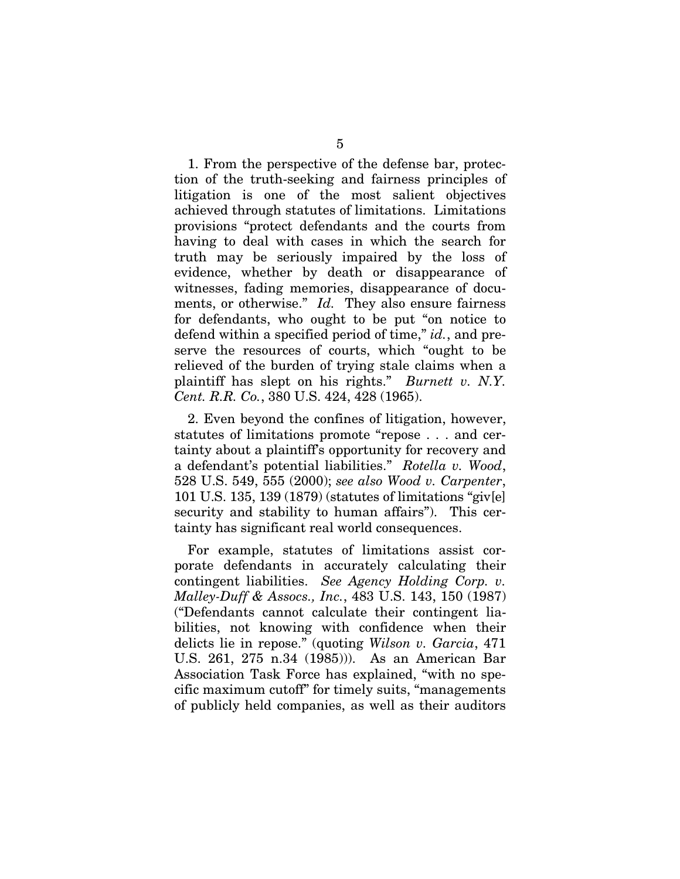1. From the perspective of the defense bar, protection of the truth-seeking and fairness principles of litigation is one of the most salient objectives achieved through statutes of limitations. Limitations provisions "protect defendants and the courts from having to deal with cases in which the search for truth may be seriously impaired by the loss of evidence, whether by death or disappearance of witnesses, fading memories, disappearance of documents, or otherwise." *Id.* They also ensure fairness for defendants, who ought to be put "on notice to defend within a specified period of time," *id.*, and preserve the resources of courts, which "ought to be relieved of the burden of trying stale claims when a plaintiff has slept on his rights." *Burnett v. N.Y. Cent. R.R. Co.*, 380 U.S. 424, 428 (1965).

2. Even beyond the confines of litigation, however, statutes of limitations promote "repose . . . and certainty about a plaintiff's opportunity for recovery and a defendant's potential liabilities." *Rotella v. Wood*, 528 U.S. 549, 555 (2000); *see also Wood v. Carpenter*, 101 U.S. 135, 139 (1879) (statutes of limitations "giv[e] security and stability to human affairs"). This certainty has significant real world consequences.

For example, statutes of limitations assist corporate defendants in accurately calculating their contingent liabilities. *See Agency Holding Corp. v. Malley-Duff & Assocs., Inc.*, 483 U.S. 143, 150 (1987) ("Defendants cannot calculate their contingent liabilities, not knowing with confidence when their delicts lie in repose." (quoting *Wilson v. Garcia*, 471 U.S. 261, 275 n.34 (1985))). As an American Bar Association Task Force has explained, "with no specific maximum cutoff" for timely suits, "managements of publicly held companies, as well as their auditors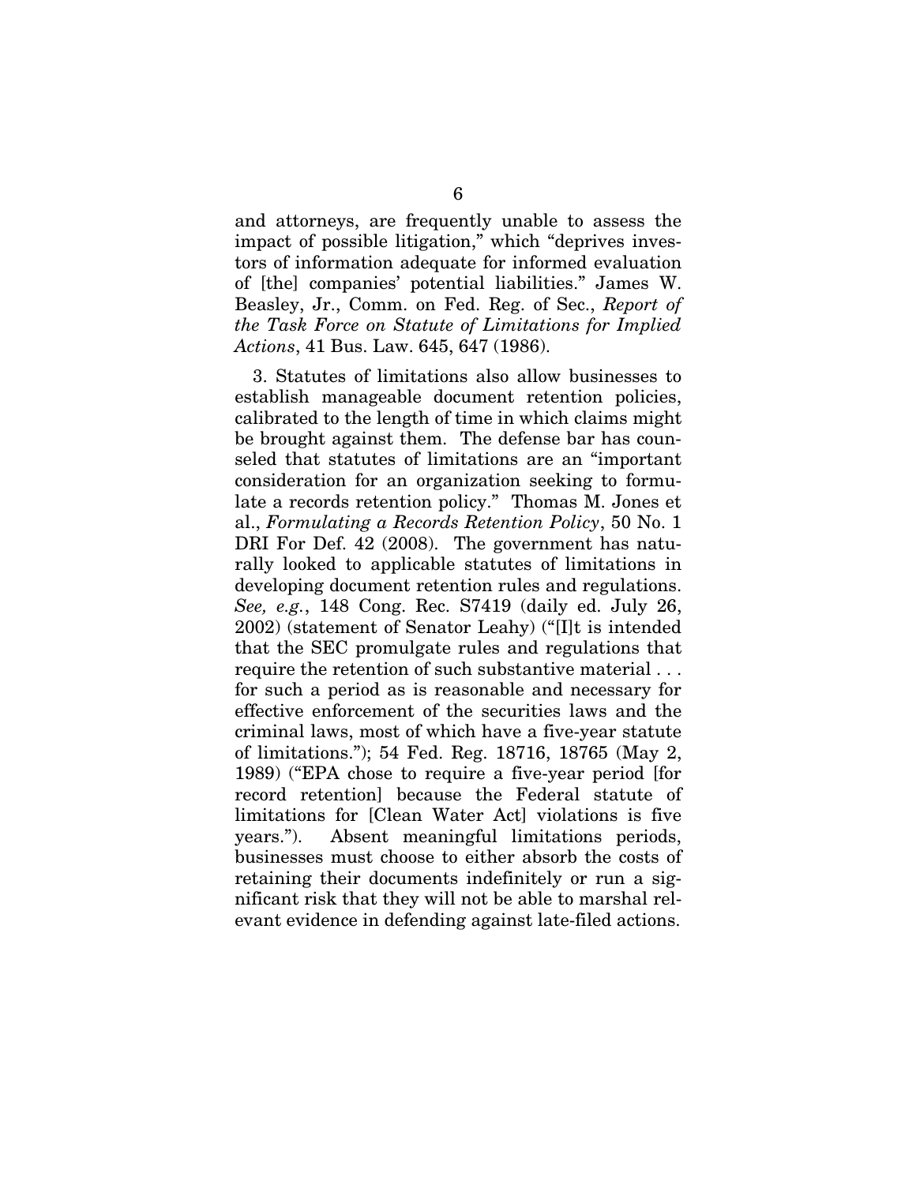and attorneys, are frequently unable to assess the impact of possible litigation," which "deprives investors of information adequate for informed evaluation of [the] companies' potential liabilities." James W. Beasley, Jr., Comm. on Fed. Reg. of Sec., *Report of the Task Force on Statute of Limitations for Implied Actions*, 41 Bus. Law. 645, 647 (1986).

3. Statutes of limitations also allow businesses to establish manageable document retention policies, calibrated to the length of time in which claims might be brought against them. The defense bar has counseled that statutes of limitations are an "important consideration for an organization seeking to formulate a records retention policy." Thomas M. Jones et al., *Formulating a Records Retention Policy*, 50 No. 1 DRI For Def. 42 (2008). The government has naturally looked to applicable statutes of limitations in developing document retention rules and regulations. *See, e.g.*, 148 Cong. Rec. S7419 (daily ed. July 26, 2002) (statement of Senator Leahy) ("[I]t is intended that the SEC promulgate rules and regulations that require the retention of such substantive material . . . for such a period as is reasonable and necessary for effective enforcement of the securities laws and the criminal laws, most of which have a five-year statute of limitations."); 54 Fed. Reg. 18716, 18765 (May 2, 1989) ("EPA chose to require a five-year period [for record retention] because the Federal statute of limitations for [Clean Water Act] violations is five years."). Absent meaningful limitations periods, businesses must choose to either absorb the costs of retaining their documents indefinitely or run a significant risk that they will not be able to marshal relevant evidence in defending against late-filed actions.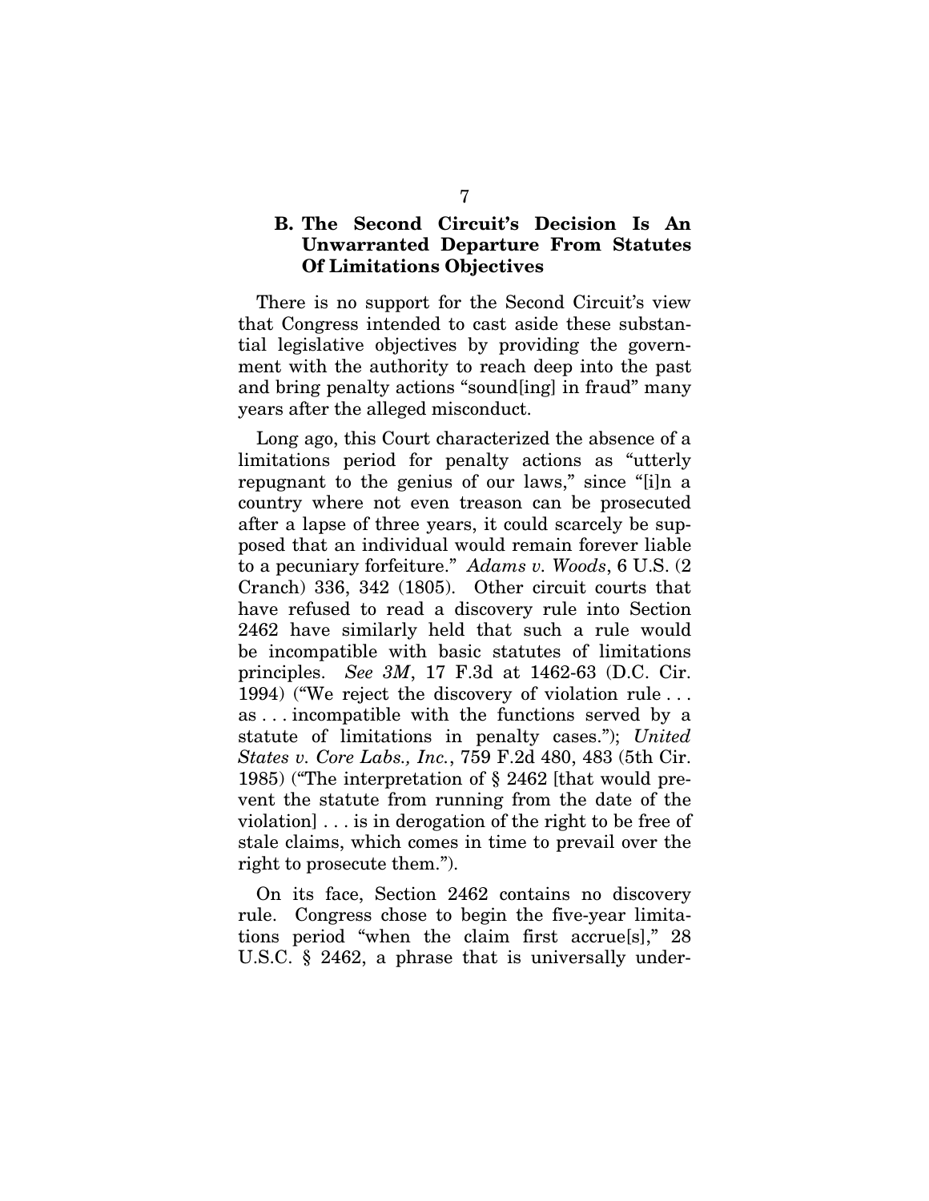### B. The Second Circuit's Decision Is An Unwarranted Departure From Statutes Of Limitations Objectives

There is no support for the Second Circuit's view that Congress intended to cast aside these substantial legislative objectives by providing the government with the authority to reach deep into the past and bring penalty actions "sound[ing] in fraud" many years after the alleged misconduct.

Long ago, this Court characterized the absence of a limitations period for penalty actions as "utterly repugnant to the genius of our laws," since "[i]n a country where not even treason can be prosecuted after a lapse of three years, it could scarcely be supposed that an individual would remain forever liable to a pecuniary forfeiture." *Adams v. Woods*, 6 U.S. (2 Cranch) 336, 342 (1805). Other circuit courts that have refused to read a discovery rule into Section 2462 have similarly held that such a rule would be incompatible with basic statutes of limitations principles. *See 3M*, 17 F.3d at 1462-63 (D.C. Cir. 1994) ("We reject the discovery of violation rule . . . as . . . incompatible with the functions served by a statute of limitations in penalty cases."); *United States v. Core Labs., Inc.*, 759 F.2d 480, 483 (5th Cir. 1985) ("The interpretation of § 2462 [that would prevent the statute from running from the date of the violation] . . . is in derogation of the right to be free of stale claims, which comes in time to prevail over the right to prosecute them.").

On its face, Section 2462 contains no discovery rule. Congress chose to begin the five-year limitations period "when the claim first accrue[s]," 28 U.S.C. § 2462, a phrase that is universally under-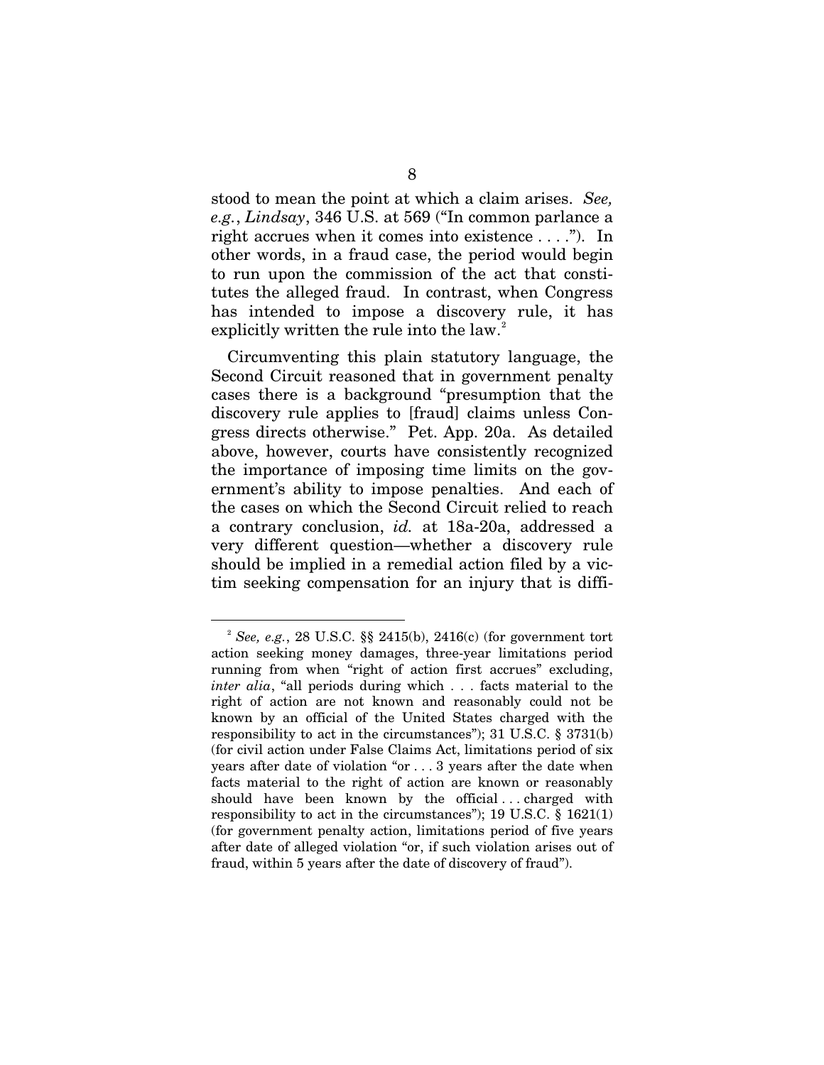stood to mean the point at which a claim arises. *See, e.g.*, *Lindsay*, 346 U.S. at 569 ("In common parlance a right accrues when it comes into existence . . . ."). In other words, in a fraud case, the period would begin to run upon the commission of the act that constitutes the alleged fraud. In contrast, when Congress has intended to impose a discovery rule, it has explicitly written the rule into the law.[2]

Circumventing this plain statutory language, the Second Circuit reasoned that in government penalty cases there is a background "presumption that the discovery rule applies to [fraud] claims unless Congress directs otherwise." Pet. App. 20a. As detailed above, however, courts have consistently recognized the importance of imposing time limits on the government's ability to impose penalties. And each of the cases on which the Second Circuit relied to reach a contrary conclusion, *id.* at 18a-20a, addressed a very different question—whether a discovery rule should be implied in a remedial action filed by a victim seeking compensation for an injury that is diffi-

---

[2] *See, e.g.*, 28 U.S.C. §§ 2415(b), 2416(c) (for government tort action seeking money damages, three-year limitations period running from when "right of action first accrues" excluding, *inter alia*, "all periods during which . . . facts material to the right of action are not known and reasonably could not be known by an official of the United States charged with the responsibility to act in the circumstances"); 31 U.S.C. § 3731(b) (for civil action under False Claims Act, limitations period of six years after date of violation "or . . . 3 years after the date when facts material to the right of action are known or reasonably should have been known by the official . . . charged with responsibility to act in the circumstances"); 19 U.S.C. § 1621(1) (for government penalty action, limitations period of five years after date of alleged violation "or, if such violation arises out of fraud, within 5 years after the date of discovery of fraud").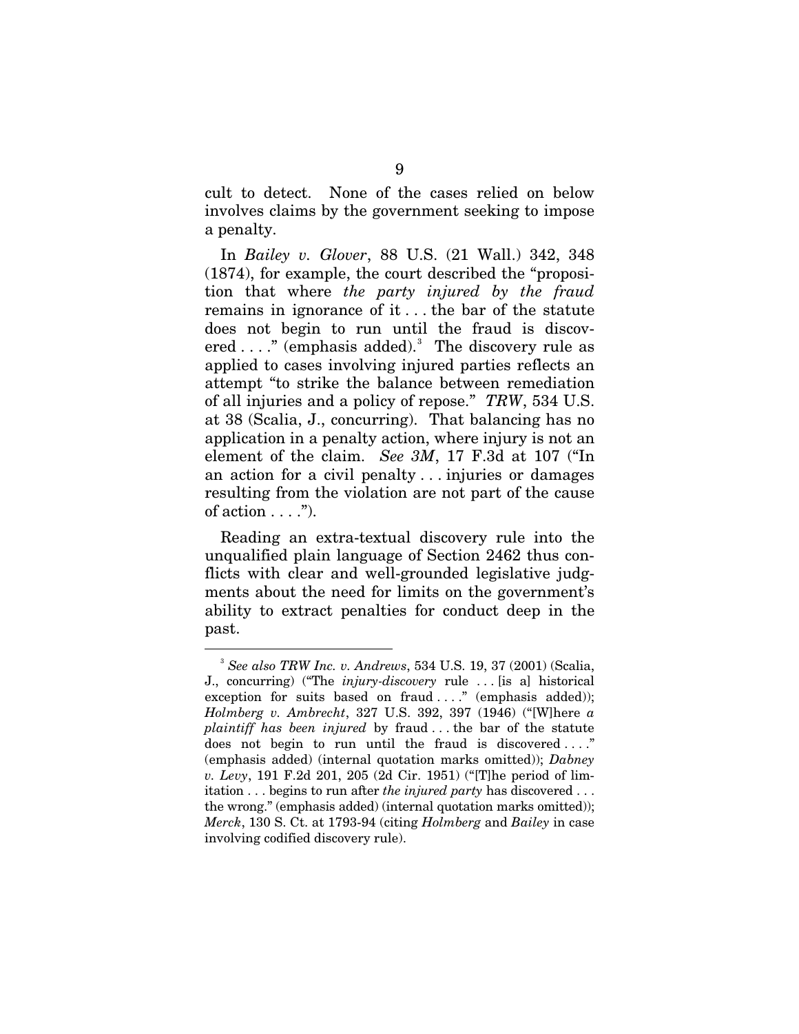cult to detect. None of the cases relied on below involves claims by the government seeking to impose a penalty.

In *Bailey v. Glover*, 88 U.S. (21 Wall.) 342, 348 (1874), for example, the court described the "proposition that where *the party injured by the fraud* remains in ignorance of it . . . the bar of the statute does not begin to run until the fraud is discovered . . . ." (emphasis added).[3] The discovery rule as applied to cases involving injured parties reflects an attempt "to strike the balance between remediation of all injuries and a policy of repose." *TRW*, 534 U.S. at 38 (Scalia, J., concurring). That balancing has no application in a penalty action, where injury is not an element of the claim. *See 3M*, 17 F.3d at 107 ("In an action for a civil penalty . . . injuries or damages resulting from the violation are not part of the cause of action . . . .").

Reading an extra-textual discovery rule into the unqualified plain language of Section 2462 thus conflicts with clear and well-grounded legislative judgments about the need for limits on the government's ability to extract penalties for conduct deep in the past.

---

[3] *See also TRW Inc. v. Andrews*, 534 U.S. 19, 37 (2001) (Scalia, J., concurring) ("The *injury-discovery* rule . . . [is a] historical exception for suits based on fraud . . . ." (emphasis added)); *Holmberg v. Ambrecht*, 327 U.S. 392, 397 (1946) ("[W]here *a plaintiff has been injured* by fraud . . . the bar of the statute does not begin to run until the fraud is discovered . . . ." (emphasis added) (internal quotation marks omitted)); *Dabney v. Levy*, 191 F.2d 201, 205 (2d Cir. 1951) ("[T]he period of limitation . . . begins to run after *the injured party* has discovered . . . the wrong." (emphasis added) (internal quotation marks omitted)); *Merck*, 130 S. Ct. at 1793-94 (citing *Holmberg* and *Bailey* in case involving codified discovery rule).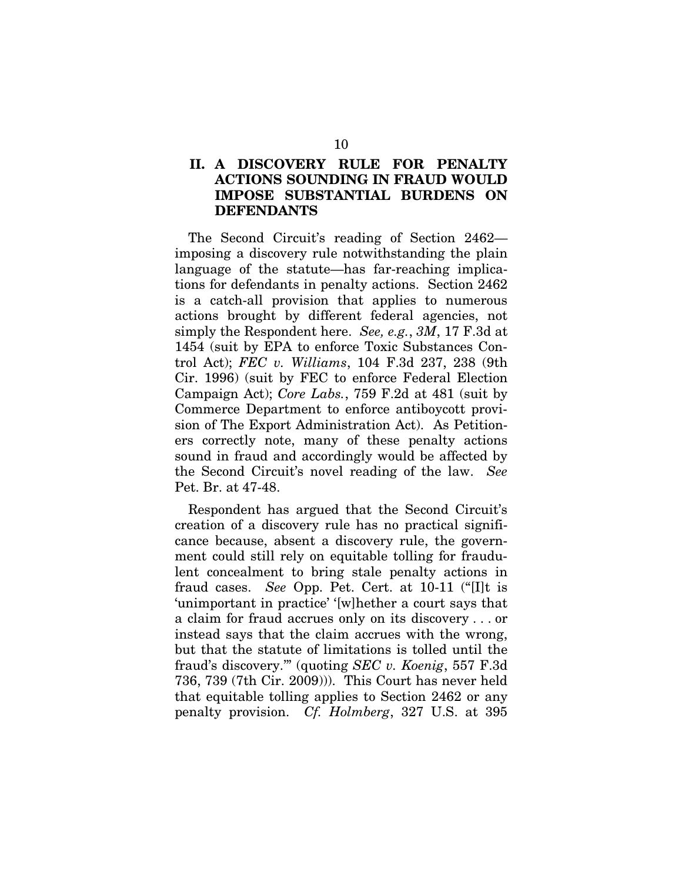## II. A DISCOVERY RULE FOR PENALTY ACTIONS SOUNDING IN FRAUD WOULD IMPOSE SUBSTANTIAL BURDENS ON DEFENDANTS

The Second Circuit's reading of Section 2462—imposing a discovery rule notwithstanding the plain language of the statute—has far-reaching implications for defendants in penalty actions. Section 2462 is a catch-all provision that applies to numerous actions brought by different federal agencies, not simply the Respondent here. *See, e.g.*, *3M*, 17 F.3d at 1454 (suit by EPA to enforce Toxic Substances Control Act); *FEC v. Williams*, 104 F.3d 237, 238 (9th Cir. 1996) (suit by FEC to enforce Federal Election Campaign Act); *Core Labs.*, 759 F.2d at 481 (suit by Commerce Department to enforce antiboycott provision of The Export Administration Act). As Petitioners correctly note, many of these penalty actions sound in fraud and accordingly would be affected by the Second Circuit's novel reading of the law. *See* Pet. Br. at 47-48.

Respondent has argued that the Second Circuit's creation of a discovery rule has no practical significance because, absent a discovery rule, the government could still rely on equitable tolling for fraudulent concealment to bring stale penalty actions in fraud cases. *See* Opp. Pet. Cert. at 10-11 ("[I]t is 'unimportant in practice' '[w]hether a court says that a claim for fraud accrues only on its discovery . . . or instead says that the claim accrues with the wrong, but that the statute of limitations is tolled until the fraud's discovery.'" (quoting *SEC v. Koenig*, 557 F.3d 736, 739 (7th Cir. 2009))). This Court has never held that equitable tolling applies to Section 2462 or any penalty provision. *Cf. Holmberg*, 327 U.S. at 395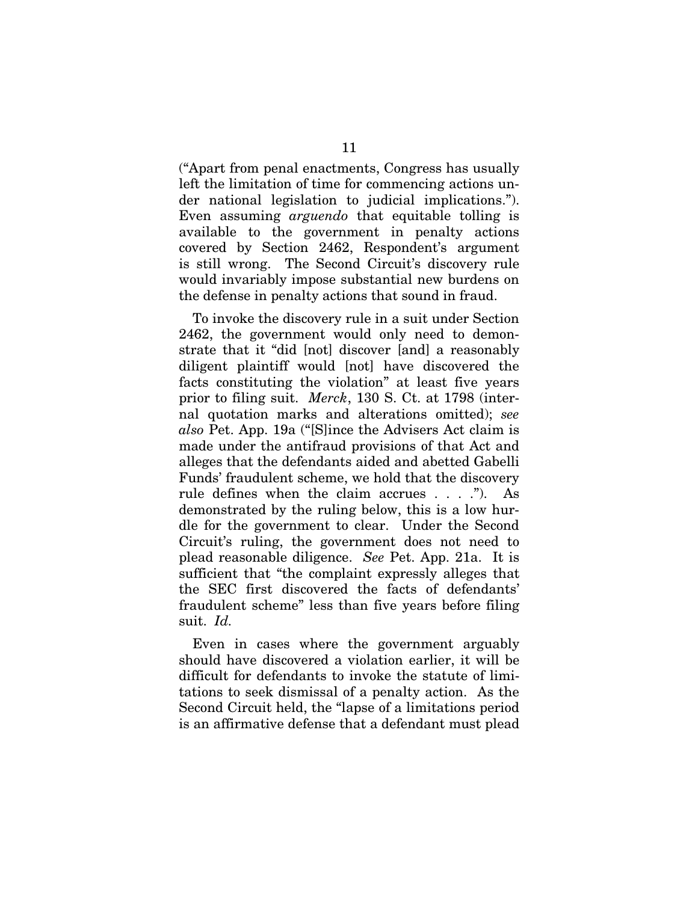("Apart from penal enactments, Congress has usually left the limitation of time for commencing actions under national legislation to judicial implications."). Even assuming *arguendo* that equitable tolling is available to the government in penalty actions covered by Section 2462, Respondent's argument is still wrong. The Second Circuit's discovery rule would invariably impose substantial new burdens on the defense in penalty actions that sound in fraud.

To invoke the discovery rule in a suit under Section 2462, the government would only need to demonstrate that it "did [not] discover [and] a reasonably diligent plaintiff would [not] have discovered the facts constituting the violation" at least five years prior to filing suit. *Merck*, 130 S. Ct. at 1798 (internal quotation marks and alterations omitted); *see also* Pet. App. 19a ("[S]ince the Advisers Act claim is made under the antifraud provisions of that Act and alleges that the defendants aided and abetted Gabelli Funds' fraudulent scheme, we hold that the discovery rule defines when the claim accrues . . . ."). As demonstrated by the ruling below, this is a low hurdle for the government to clear. Under the Second Circuit's ruling, the government does not need to plead reasonable diligence. *See* Pet. App. 21a. It is sufficient that "the complaint expressly alleges that the SEC first discovered the facts of defendants' fraudulent scheme" less than five years before filing suit. *Id.*

Even in cases where the government arguably should have discovered a violation earlier, it will be difficult for defendants to invoke the statute of limitations to seek dismissal of a penalty action. As the Second Circuit held, the "lapse of a limitations period is an affirmative defense that a defendant must plead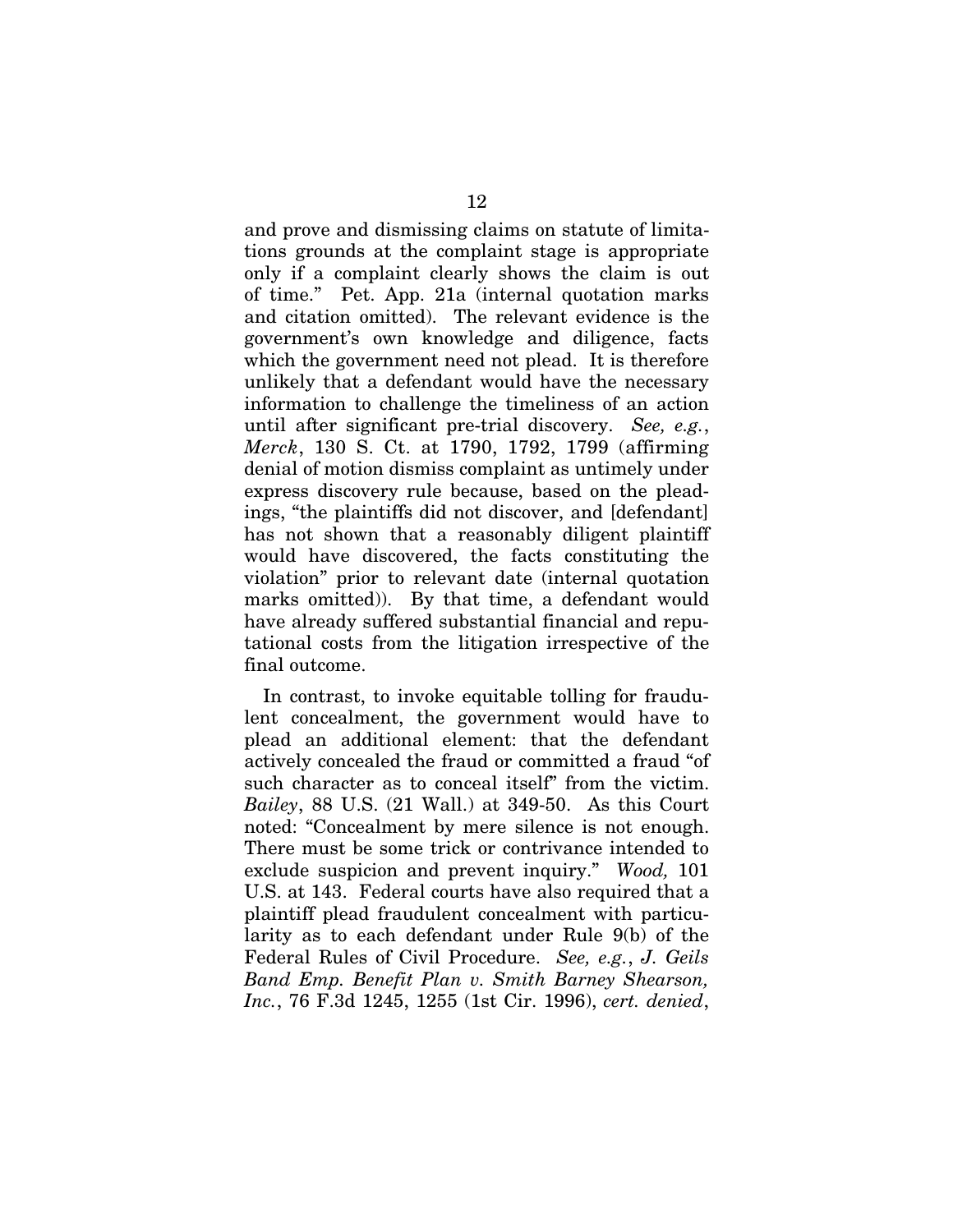and prove and dismissing claims on statute of limitations grounds at the complaint stage is appropriate only if a complaint clearly shows the claim is out of time." Pet. App. 21a (internal quotation marks and citation omitted). The relevant evidence is the government's own knowledge and diligence, facts which the government need not plead. It is therefore unlikely that a defendant would have the necessary information to challenge the timeliness of an action until after significant pre-trial discovery. *See, e.g.*, *Merck*, 130 S. Ct. at 1790, 1792, 1799 (affirming denial of motion dismiss complaint as untimely under express discovery rule because, based on the pleadings, "the plaintiffs did not discover, and [defendant] has not shown that a reasonably diligent plaintiff would have discovered, the facts constituting the violation" prior to relevant date (internal quotation marks omitted)). By that time, a defendant would have already suffered substantial financial and reputational costs from the litigation irrespective of the final outcome.

In contrast, to invoke equitable tolling for fraudulent concealment, the government would have to plead an additional element: that the defendant actively concealed the fraud or committed a fraud "of such character as to conceal itself" from the victim. *Bailey*, 88 U.S. (21 Wall.) at 349-50. As this Court noted: "Concealment by mere silence is not enough. There must be some trick or contrivance intended to exclude suspicion and prevent inquiry." *Wood,* 101 U.S. at 143. Federal courts have also required that a plaintiff plead fraudulent concealment with particularity as to each defendant under Rule 9(b) of the Federal Rules of Civil Procedure. *See, e.g.*, *J. Geils Band Emp. Benefit Plan v. Smith Barney Shearson, Inc.*, 76 F.3d 1245, 1255 (1st Cir. 1996), *cert. denied*,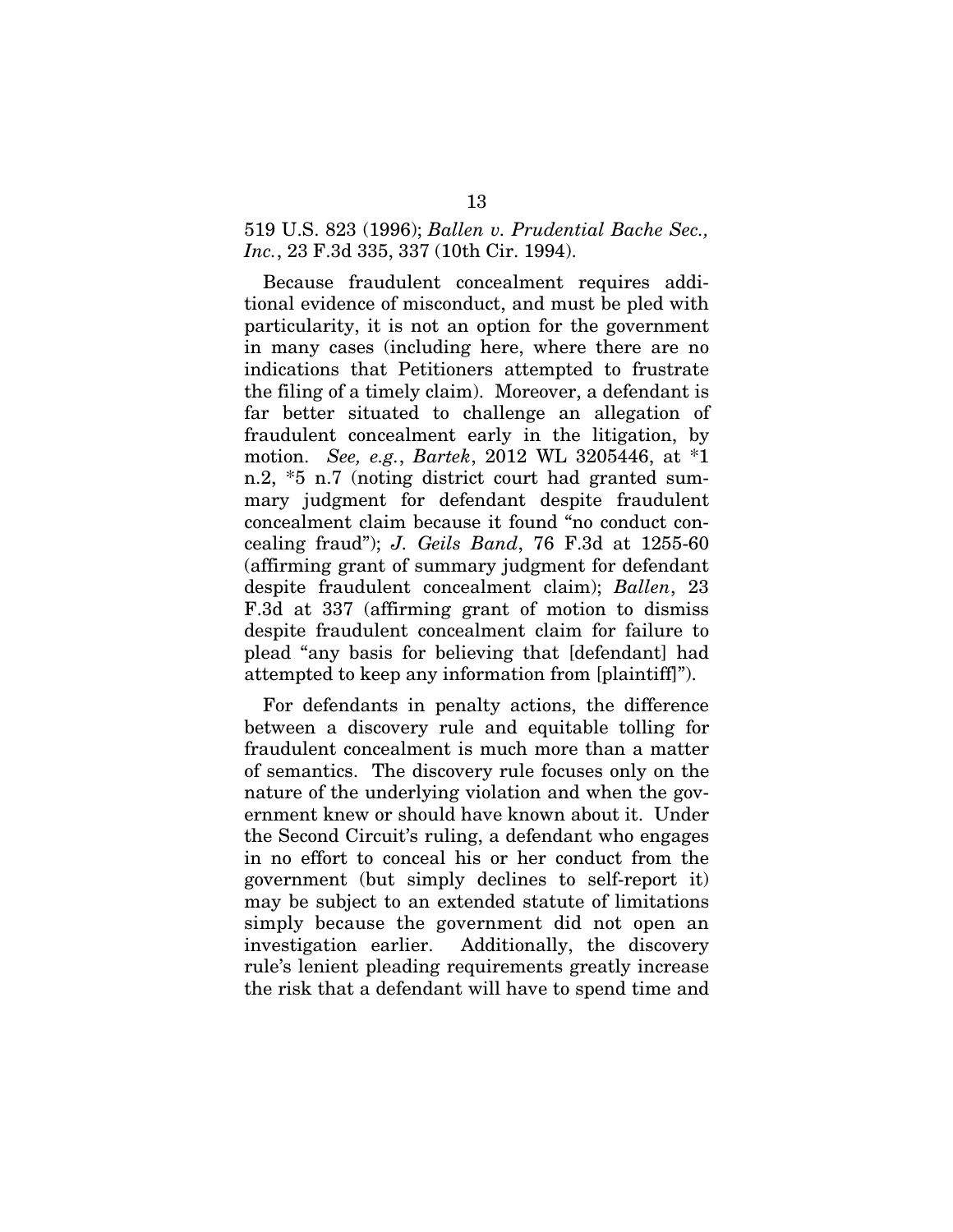519 U.S. 823 (1996); *Ballen v. Prudential Bache Sec., Inc.*, 23 F.3d 335, 337 (10th Cir. 1994).

Because fraudulent concealment requires additional evidence of misconduct, and must be pled with particularity, it is not an option for the government in many cases (including here, where there are no indications that Petitioners attempted to frustrate the filing of a timely claim). Moreover, a defendant is far better situated to challenge an allegation of fraudulent concealment early in the litigation, by motion. *See, e.g.*, *Bartek*, 2012 WL 3205446, at *1 n.2, *5 n.7 (noting district court had granted summary judgment for defendant despite fraudulent concealment claim because it found "no conduct concealing fraud"); *J. Geils Band*, 76 F.3d at 1255-60 (affirming grant of summary judgment for defendant despite fraudulent concealment claim); *Ballen*, 23 F.3d at 337 (affirming grant of motion to dismiss despite fraudulent concealment claim for failure to plead "any basis for believing that [defendant] had attempted to keep any information from [plaintiff]").

For defendants in penalty actions, the difference between a discovery rule and equitable tolling for fraudulent concealment is much more than a matter of semantics. The discovery rule focuses only on the nature of the underlying violation and when the government knew or should have known about it. Under the Second Circuit's ruling, a defendant who engages in no effort to conceal his or her conduct from the government (but simply declines to self-report it) may be subject to an extended statute of limitations simply because the government did not open an investigation earlier. Additionally, the discovery rule's lenient pleading requirements greatly increase the risk that a defendant will have to spend time and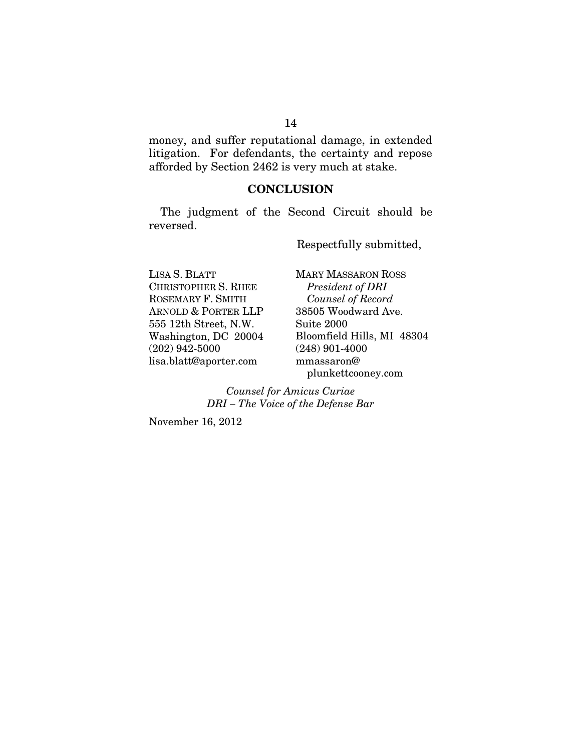money, and suffer reputational damage, in extended litigation. For defendants, the certainty and repose afforded by Section 2462 is very much at stake.

## CONCLUSION

The judgment of the Second Circuit should be reversed.

Respectfully submitted,

LISA S. BLATT
CHRISTOPHER S. RHEE
ROSEMARY F. SMITH
ARNOLD & PORTER LLP
555 12th Street, N.W.
Washington, DC 20004
(202) 942-5000
lisa.blatt@aporter.com

MARY MASSARON ROSS
*President of DRI*
*Counsel of Record*
38505 Woodward Ave.
Suite 2000
Bloomfield Hills, MI 48304
(248) 901-4000
mmassaron@plunkettcooney.com

*Counsel for Amicus Curiae*
*DRI – The Voice of the Defense Bar*

November 16, 2012